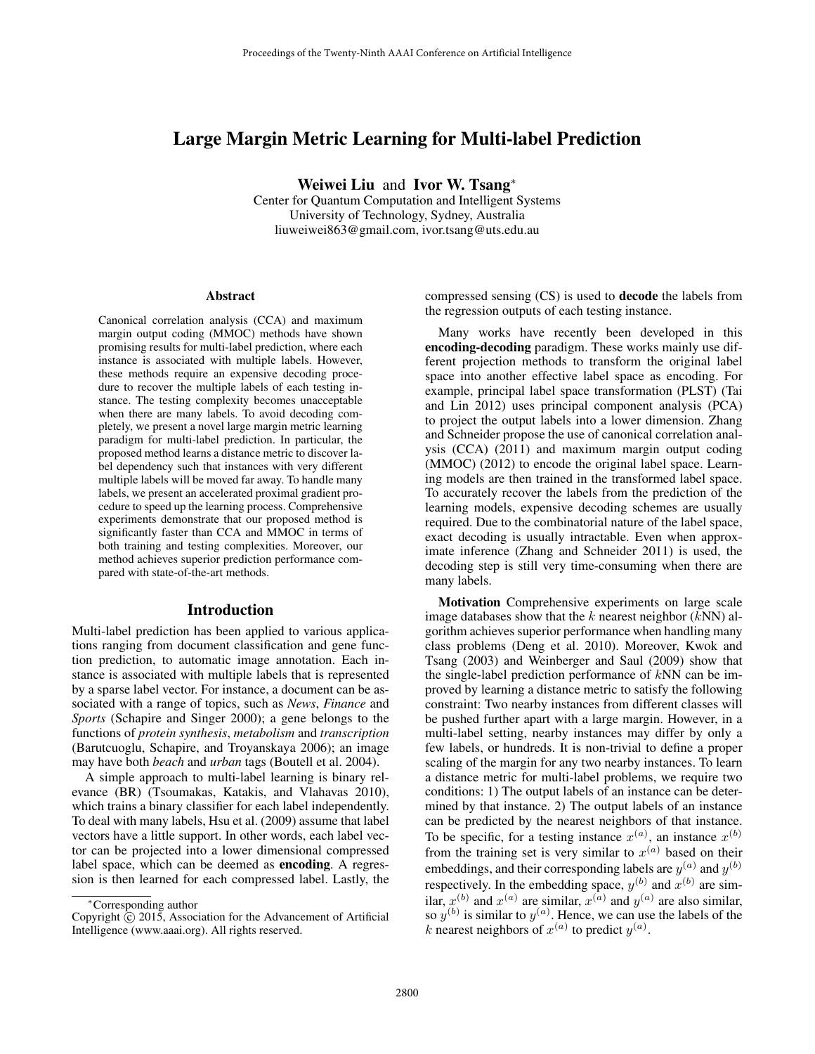# Large Margin Metric Learning for Multi-label Prediction

**Weiwei Liu** and **Ivor W. Tsang**[*]

Center for Quantum Computation and Intelligent Systems
University of Technology, Sydney, Australia
liuweiwei863@gmail.com, ivor.tsang@uts.edu.au

## Abstract

Canonical correlation analysis (CCA) and maximum margin output coding (MMOC) methods have shown promising results for multi-label prediction, where each instance is associated with multiple labels. However, these methods require an expensive decoding procedure to recover the multiple labels of each testing instance. The testing complexity becomes unacceptable when there are many labels. To avoid decoding completely, we present a novel large margin metric learning paradigm for multi-label prediction. In particular, the proposed method learns a distance metric to discover label dependency such that instances with very different multiple labels will be moved far away. To handle many labels, we present an accelerated proximal gradient procedure to speed up the learning process. Comprehensive experiments demonstrate that our proposed method is significantly faster than CCA and MMOC in terms of both training and testing complexities. Moreover, our method achieves superior prediction performance compared with state-of-the-art methods.

## Introduction

Multi-label prediction has been applied to various applications ranging from document classification and gene function prediction, to automatic image annotation. Each instance is associated with multiple labels that is represented by a sparse label vector. For instance, a document can be associated with a range of topics, such as *News*, *Finance* and *Sports* (Schapire and Singer 2000); a gene belongs to the functions of *protein synthesis*, *metabolism* and *transcription* (Barutcuoglu, Schapire, and Troyanskaya 2006); an image may have both *beach* and *urban* tags (Boutell et al. 2004).

A simple approach to multi-label learning is binary relevance (BR) (Tsoumakas, Katakis, and Vlahavas 2010), which trains a binary classifier for each label independently. To deal with many labels, Hsu et al. (2009) assume that label vectors have a little support. In other words, each label vector can be projected into a lower dimensional compressed label space, which can be deemed as **encoding**. A regression is then learned for each compressed label. Lastly, the compressed sensing (CS) is used to **decode** the labels from the regression outputs of each testing instance.

Many works have recently been developed in this **encoding-decoding** paradigm. These works mainly use different projection methods to transform the original label space into another effective label space as encoding. For example, principal label space transformation (PLST) (Tai and Lin 2012) uses principal component analysis (PCA) to project the output labels into a lower dimension. Zhang and Schneider propose the use of canonical correlation analysis (CCA) (2011) and maximum margin output coding (MMOC) (2012) to encode the original label space. Learning models are then trained in the transformed label space. To accurately recover the labels from the prediction of the learning models, expensive decoding schemes are usually required. Due to the combinatorial nature of the label space, exact decoding is usually intractable. Even when approximate inference (Zhang and Schneider 2011) is used, the decoding step is still very time-consuming when there are many labels.

**Motivation** Comprehensive experiments on large scale image databases show that the $k$ nearest neighbor ($k$NN) algorithm achieves superior performance when handling many class problems (Deng et al. 2010). Moreover, Kwok and Tsang (2003) and Weinberger and Saul (2009) show that the single-label prediction performance of $k$NN can be improved by learning a distance metric to satisfy the following constraint: Two nearby instances from different classes will be pushed further apart with a large margin. However, in a multi-label setting, nearby instances may differ by only a few labels, or hundreds. It is non-trivial to define a proper scaling of the margin for any two nearby instances. To learn a distance metric for multi-label problems, we require two conditions: 1) The output labels of an instance can be determined by that instance. 2) The output labels of an instance can be predicted by the nearest neighbors of that instance. To be specific, for a testing instance $x^{(a)}$, an instance $x^{(b)}$ from the training set is very similar to $x^{(a)}$ based on their embeddings, and their corresponding labels are $y^{(a)}$ and $y^{(b)}$ respectively. In the embedding space, $y^{(b)}$ and $x^{(b)}$ are similar, $x^{(b)}$ and $x^{(a)}$ are similar, $x^{(a)}$ and $y^{(a)}$ are also similar, so $y^{(b)}$ is similar to $y^{(a)}$. Hence, we can use the labels of the $k$ nearest neighbors of $x^{(a)}$ to predict $y^{(a)}$.

[*]Corresponding author

Copyright © 2015, Association for the Advancement of Artificial Intelligence (www.aaai.org). All rights reserved.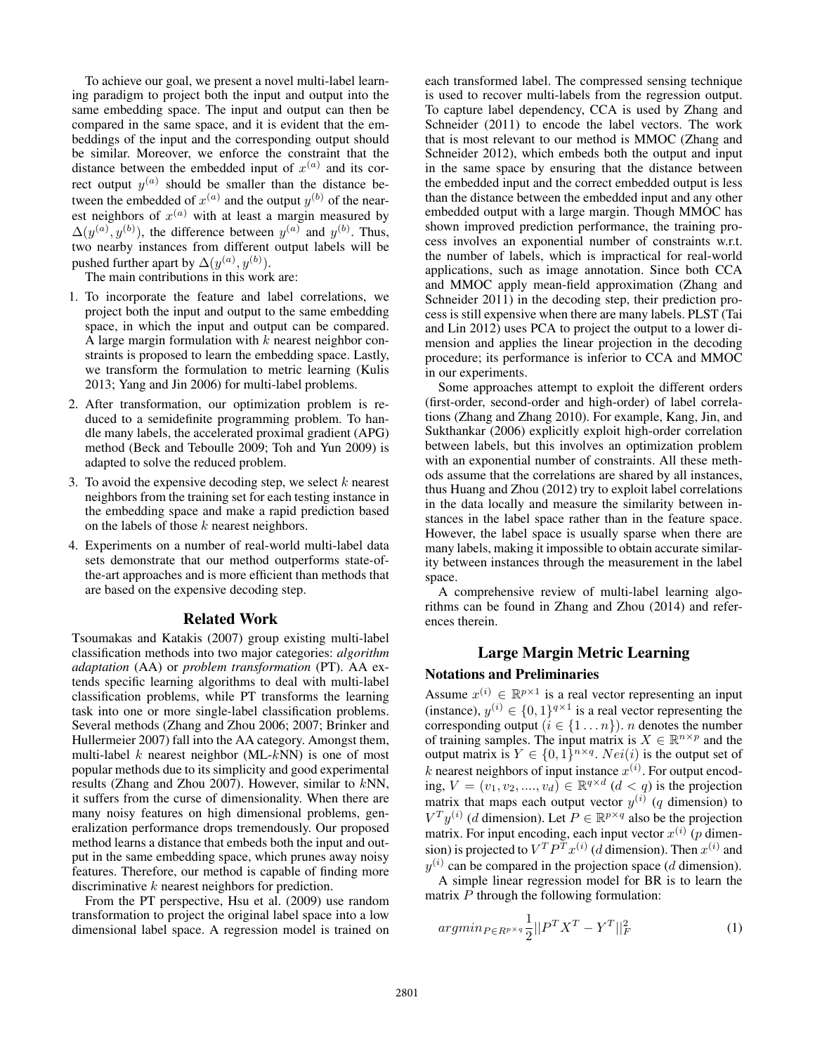To achieve our goal, we present a novel multi-label learning paradigm to project both the input and output into the same embedding space. The input and output can then be compared in the same space, and it is evident that the embeddings of the input and the corresponding output should be similar. Moreover, we enforce the constraint that the distance between the embedded input of $x^{(a)}$ and its correct output $y^{(a)}$ should be smaller than the distance between the embedded of $x^{(a)}$ and the output $y^{(b)}$ of the nearest neighbors of $x^{(a)}$ with at least a margin measured by $\Delta(y^{(a)}, y^{(b)})$, the difference between $y^{(a)}$ and $y^{(b)}$. Thus, two nearby instances from different output labels will be pushed further apart by $\Delta(y^{(a)}, y^{(b)})$.

The main contributions in this work are:

1. To incorporate the feature and label correlations, we project both the input and output to the same embedding space, in which the input and output can be compared. A large margin formulation with $k$ nearest neighbor constraints is proposed to learn the embedding space. Lastly, we transform the formulation to metric learning (Kulis 2013; Yang and Jin 2006) for multi-label problems.
2. After transformation, our optimization problem is reduced to a semidefinite programming problem. To handle many labels, the accelerated proximal gradient (APG) method (Beck and Teboulle 2009; Toh and Yun 2009) is adapted to solve the reduced problem.
3. To avoid the expensive decoding step, we select $k$ nearest neighbors from the training set for each testing instance in the embedding space and make a rapid prediction based on the labels of those $k$ nearest neighbors.
4. Experiments on a number of real-world multi-label data sets demonstrate that our method outperforms state-of-the-art approaches and is more efficient than methods that are based on the expensive decoding step.

## Related Work

Tsoumakas and Katakis (2007) group existing multi-label classification methods into two major categories: *algorithm adaptation* (AA) or *problem transformation* (PT). AA extends specific learning algorithms to deal with multi-label classification problems, while PT transforms the learning task into one or more single-label classification problems. Several methods (Zhang and Zhou 2006; 2007; Brinker and Hullermeier 2007) fall into the AA category. Amongst them, multi-label $k$ nearest neighbor (ML-$k$NN) is one of most popular methods due to its simplicity and good experimental results (Zhang and Zhou 2007). However, similar to $k$NN, it suffers from the curse of dimensionality. When there are many noisy features on high dimensional problems, generalization performance drops tremendously. Our proposed method learns a distance that embeds both the input and output in the same embedding space, which prunes away noisy features. Therefore, our method is capable of finding more discriminative $k$ nearest neighbors for prediction.

From the PT perspective, Hsu et al. (2009) use random transformation to project the original label space into a low dimensional label space. A regression model is trained on each transformed label. The compressed sensing technique is used to recover multi-labels from the regression output. To capture label dependency, CCA is used by Zhang and Schneider (2011) to encode the label vectors. The work that is most relevant to our method is MMOC (Zhang and Schneider 2012), which embeds both the output and input in the same space by ensuring that the distance between the embedded input and the correct embedded output is less than the distance between the embedded input and any other embedded output with a large margin. Though MMOC has shown improved prediction performance, the training process involves an exponential number of constraints w.r.t. the number of labels, which is impractical for real-world applications, such as image annotation. Since both CCA and MMOC apply mean-field approximation (Zhang and Schneider 2011) in the decoding step, their prediction process is still expensive when there are many labels. PLST (Tai and Lin 2012) uses PCA to project the output to a lower dimension and applies the linear projection in the decoding procedure; its performance is inferior to CCA and MMOC in our experiments.

Some approaches attempt to exploit the different orders (first-order, second-order and high-order) of label correlations (Zhang and Zhang 2010). For example, Kang, Jin, and Sukthankar (2006) explicitly exploit high-order correlation between labels, but this involves an optimization problem with an exponential number of constraints. All these methods assume that the correlations are shared by all instances, thus Huang and Zhou (2012) try to exploit label correlations in the data locally and measure the similarity between instances in the label space rather than in the feature space. However, the label space is usually sparse when there are many labels, making it impossible to obtain accurate similarity between instances through the measurement in the label space.

A comprehensive review of multi-label learning algorithms can be found in Zhang and Zhou (2014) and references therein.

## Large Margin Metric Learning

### Notations and Preliminaries

Assume $x^{(i)} \in \mathbb{R}^{p\times 1}$ is a real vector representing an input (instance), $y^{(i)} \in \{0,1\}^{q\times 1}$ is a real vector representing the corresponding output ($i \in \{1 \dots n\}$). $n$ denotes the number of training samples. The input matrix is $X \in \mathbb{R}^{n\times p}$ and the output matrix is $Y \in \{0,1\}^{n\times q}$. $Nei(i)$ is the output set of $k$ nearest neighbors of input instance $x^{(i)}$. For output encoding, $V = (v_1, v_2, ...., v_d) \in \mathbb{R}^{q\times d}$ ($d < q$) is the projection matrix that maps each output vector $y^{(i)}$ ($q$ dimension) to $V^T y^{(i)}$ ($d$ dimension). Let $P \in \mathbb{R}^{p\times q}$ also be the projection matrix. For input encoding, each input vector $x^{(i)}$ ($p$ dimension) is projected to $V^T P^T x^{(i)}$ ($d$ dimension). Then $x^{(i)}$ and $y^{(i)}$ can be compared in the projection space ($d$ dimension).

A simple linear regression model for BR is to learn the matrix $P$ through the following formulation:

$$argmin_{P\in R^{p\times q}} \frac{1}{2}||P^T X^T - Y^T||_F^2 \tag{1}$$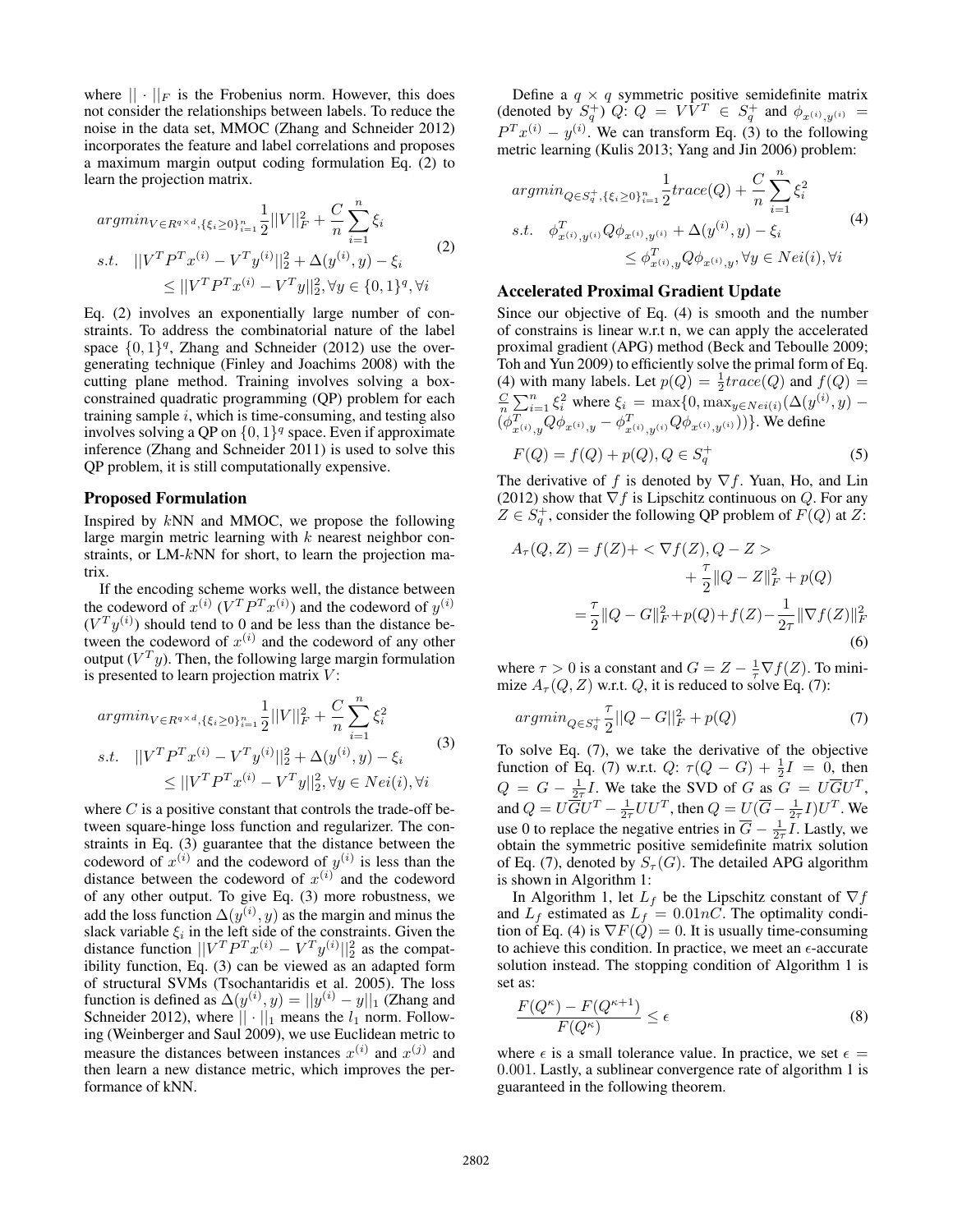where $||\cdot||_F$ is the Frobenius norm. However, this does not consider the relationships between labels. To reduce the noise in the data set, MMOC (Zhang and Schneider 2012) incorporates the feature and label correlations and proposes a maximum margin output coding formulation Eq. (2) to learn the projection matrix.

$$
\begin{aligned}
& argmin_{V \in R^{q \times d}, \{\xi_i \geq 0\}_{i=1}^n} \frac{1}{2}||V||_F^2 + \frac{C}{n}\sum_{i=1}^n \xi_i \\
& s.t. \quad ||V^T P^T x^{(i)} - V^T y^{(i)}||_2^2 + \Delta(y^{(i)}, y) - \xi_i \\
& \qquad \leq ||V^T P^T x^{(i)} - V^T y||_2^2, \forall y \in \{0,1\}^q, \forall i
\end{aligned} \tag{2}
$$

Eq. (2) involves an exponentially large number of constraints. To address the combinatorial nature of the label space $\{0,1\}^q$, Zhang and Schneider (2012) use the overgenerating technique (Finley and Joachims 2008) with the cutting plane method. Training involves solving a box-constrained quadratic programming (QP) problem for each training sample $i$, which is time-consuming, and testing also involves solving a QP on $\{0,1\}^q$ space. Even if approximate inference (Zhang and Schneider 2011) is used to solve this QP problem, it is still computationally expensive.

## Proposed Formulation

Inspired by $k$NN and MMOC, we propose the following large margin metric learning with $k$ nearest neighbor constraints, or LM-$k$NN for short, to learn the projection matrix.

If the encoding scheme works well, the distance between the codeword of $x^{(i)}$ ($V^T P^T x^{(i)}$) and the codeword of $y^{(i)}$ ($V^T y^{(i)}$) should tend to 0 and be less than the distance between the codeword of $x^{(i)}$ and the codeword of any other output ($V^T y$). Then, the following large margin formulation is presented to learn projection matrix $V$:

$$
\begin{aligned}
& argmin_{V \in R^{q \times d}, \{\xi_i \geq 0\}_{i=1}^n} \frac{1}{2}||V||_F^2 + \frac{C}{n}\sum_{i=1}^n \xi_i^2 \\
& s.t. \quad ||V^T P^T x^{(i)} - V^T y^{(i)}||_2^2 + \Delta(y^{(i)}, y) - \xi_i \\
& \qquad \leq ||V^T P^T x^{(i)} - V^T y||_2^2, \forall y \in Nei(i), \forall i
\end{aligned} \tag{3}
$$

where $C$ is a positive constant that controls the trade-off between square-hinge loss function and regularizer. The constraints in Eq. (3) guarantee that the distance between the codeword of $x^{(i)}$ and the codeword of $y^{(i)}$ is less than the distance between the codeword of $x^{(i)}$ and the codeword of any other output. To give Eq. (3) more robustness, we add the loss function $\Delta(y^{(i)}, y)$ as the margin and minus the slack variable $\xi_i$ in the left side of the constraints. Given the distance function $||V^T P^T x^{(i)} - V^T y^{(i)}||_2^2$ as the compatibility function, Eq. (3) can be viewed as an adapted form of structural SVMs (Tsochantaridis et al. 2005). The loss function is defined as $\Delta(y^{(i)}, y) = ||y^{(i)} - y||_1$ (Zhang and Schneider 2012), where $||\cdot||_1$ means the $l_1$ norm. Following (Weinberger and Saul 2009), we use Euclidean metric to measure the distances between instances $x^{(i)}$ and $x^{(j)}$ and then learn a new distance metric, which improves the performance of kNN.

Define a $q \times q$ symmetric positive semidefinite matrix (denoted by $S_q^+$) $Q$: $Q = VV^T \in S_q^+$ and $\phi_{x^{(i)}, y^{(i)}} = P^T x^{(i)} - y^{(i)}$. We can transform Eq. (3) to the following metric learning (Kulis 2013; Yang and Jin 2006) problem:

$$
\begin{aligned}
& argmin_{Q \in S_q^+, \{\xi_i \geq 0\}_{i=1}^n} \frac{1}{2} trace(Q) + \frac{C}{n}\sum_{i=1}^n \xi_i^2 \\
& s.t. \quad \phi_{x^{(i)}, y^{(i)}}^T Q \phi_{x^{(i)}, y^{(i)}} + \Delta(y^{(i)}, y) - \xi_i \\
& \qquad \leq \phi_{x^{(i)}, y}^T Q \phi_{x^{(i)}, y}, \forall y \in Nei(i), \forall i
\end{aligned} \tag{4}
$$

## Accelerated Proximal Gradient Update

Since our objective of Eq. (4) is smooth and the number of constrains is linear w.r.t n, we can apply the accelerated proximal gradient (APG) method (Beck and Teboulle 2009; Toh and Yun 2009) to efficiently solve the primal form of Eq. (4) with many labels. Let $p(Q) = \frac{1}{2} trace(Q)$ and $f(Q) = \frac{C}{n}\sum_{i=1}^n \xi_i^2$ where $\xi_i = \max\{0, \max_{y \in Nei(i)}(\Delta(y^{(i)}, y) - (\phi_{x^{(i)}, y}^T Q \phi_{x^{(i)}, y} - \phi_{x^{(i)}, y^{(i)}}^T Q \phi_{x^{(i)}, y^{(i)}}))\}$. We define

$$
F(Q) = f(Q) + p(Q), Q \in S_q^+ \tag{5}
$$

The derivative of $f$ is denoted by $\nabla f$. Yuan, Ho, and Lin (2012) show that $\nabla f$ is Lipschitz continuous on $Q$. For any $Z \in S_q^+$, consider the following QP problem of $F(Q)$ at $Z$:

$$
\begin{aligned}
A_\tau(Q, Z) &= f(Z) + <\nabla f(Z), Q - Z> \\
& \quad + \frac{\tau}{2}\|Q - Z\|_F^2 + p(Q) \\
&= \frac{\tau}{2}\|Q - G\|_F^2 + p(Q) + f(Z) - \frac{1}{2\tau}\|\nabla f(Z)\|_F^2
\end{aligned} \tag{6}
$$

where $\tau > 0$ is a constant and $G = Z - \frac{1}{\tau}\nabla f(Z)$. To minimize $A_\tau(Q, Z)$ w.r.t. $Q$, it is reduced to solve Eq. (7):

$$
argmin_{Q \in S_q^+} \frac{\tau}{2}||Q - G||_F^2 + p(Q) \tag{7}
$$

To solve Eq. (7), we take the derivative of the objective function of Eq. (7) w.r.t. $Q$: $\tau(Q - G) + \frac{1}{2}I = 0$, then $Q = G - \frac{1}{2\tau}I$. We take the SVD of $G$ as $G = U\overline{G}U^T$, and $Q = U\overline{G}U^T - \frac{1}{2\tau}UU^T$, then $Q = U(\overline{G} - \frac{1}{2\tau}I)U^T$. We use 0 to replace the negative entries in $\overline{G} - \frac{1}{2\tau}I$. Lastly, we obtain the symmetric positive semidefinite matrix solution of Eq. (7), denoted by $S_\tau(G)$. The detailed APG algorithm is shown in Algorithm 1:

In Algorithm 1, let $L_f$ be the Lipschitz constant of $\nabla f$ and $L_f$ estimated as $L_f = 0.01nC$. The optimality condition of Eq. (4) is $\nabla F(Q) = 0$. It is usually time-consuming to achieve this condition. In practice, we meet an $\epsilon$-accurate solution instead. The stopping condition of Algorithm 1 is set as:

$$
\frac{F(Q^\kappa) - F(Q^{\kappa+1})}{F(Q^\kappa)} \leq \epsilon \tag{8}
$$

where $\epsilon$ is a small tolerance value. In practice, we set $\epsilon = 0.001$. Lastly, a sublinear convergence rate of algorithm 1 is guaranteed in the following theorem.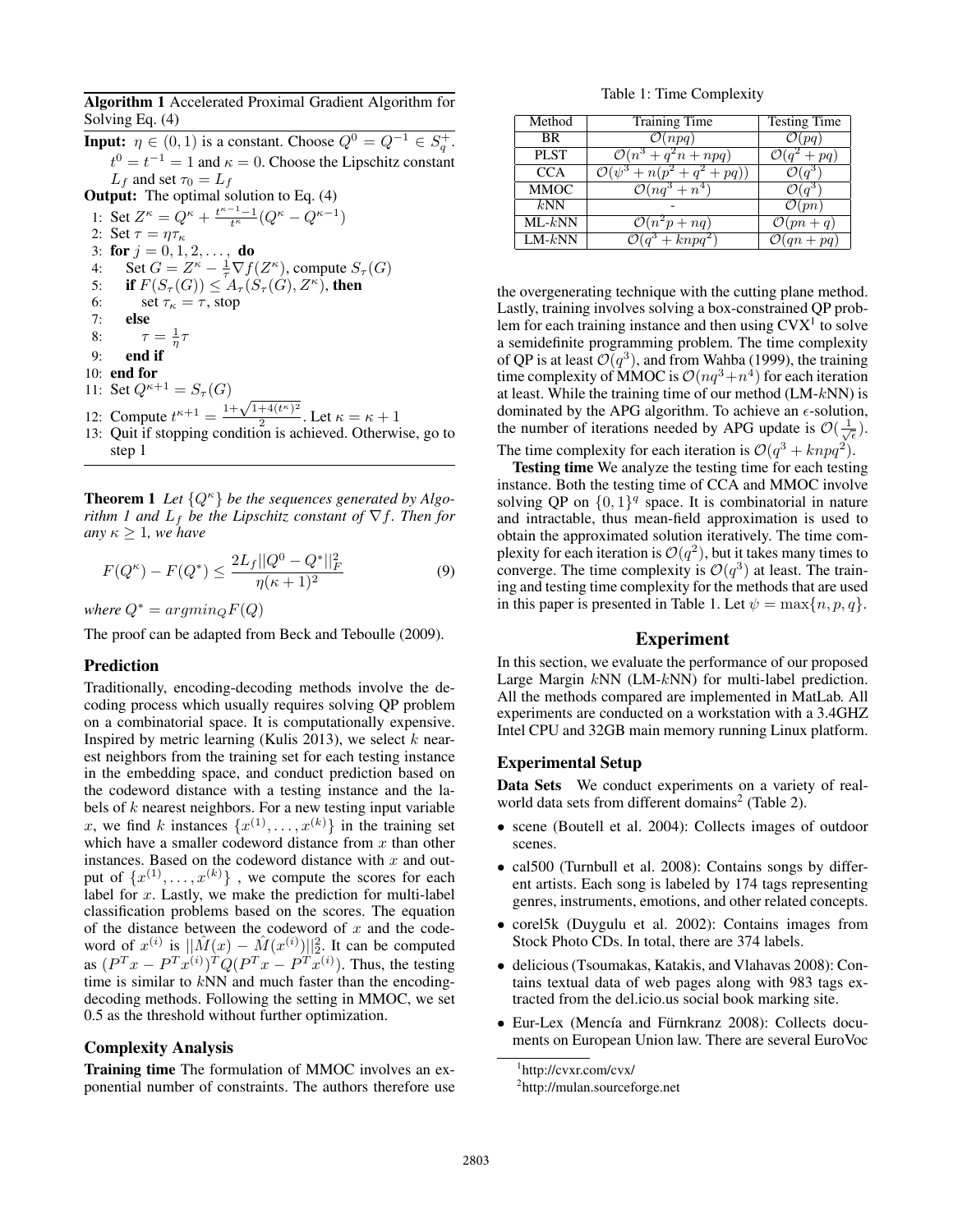**Algorithm 1** Accelerated Proximal Gradient Algorithm for Solving Eq. (4)

**Input:** $\eta \in (0, 1)$ is a constant. Choose $Q^0 = Q^{-1} \in S_q^+$. $t^0 = t^{-1} = 1$ and $\kappa = 0$. Choose the Lipschitz constant $L_f$ and set $\tau_0 = L_f$

**Output:** The optimal solution to Eq. (4)

1: Set $Z^\kappa = Q^\kappa + \frac{t^{\kappa-1}-1}{t^\kappa}(Q^\kappa - Q^{\kappa-1})$
2: Set $\tau = \eta\tau_\kappa$
3: **for** $j = 0, 1, 2, \ldots,$ **do**
4: Set $G = Z^\kappa - \frac{1}{\tau}\nabla f(Z^\kappa)$, compute $S_\tau(G)$
5: **if** $F(S_\tau(G)) \leq A_\tau(S_\tau(G), Z^\kappa)$, **then**
6: set $\tau_\kappa = \tau$, stop
7: **else**
8: $\tau = \frac{1}{\eta}\tau$
9: **end if**
10: **end for**
11: Set $Q^{\kappa+1} = S_\tau(G)$
12: Compute $t^{\kappa+1} = \frac{1+\sqrt{1+4(t^\kappa)^2}}{2}$. Let $\kappa = \kappa + 1$
13: Quit if stopping condition is achieved. Otherwise, go to step 1

**Theorem 1** *Let $\{Q^\kappa\}$ be the sequences generated by Algorithm 1 and $L_f$ be the Lipschitz constant of $\nabla f$. Then for any $\kappa \geq 1$, we have*

$$F(Q^\kappa) - F(Q^*) \leq \frac{2L_f||Q^0 - Q^*||_F^2}{\eta(\kappa+1)^2} \tag{9}$$

*where $Q^* = argmin_Q F(Q)$*

The proof can be adapted from Beck and Teboulle (2009).

### Prediction

Traditionally, encoding-decoding methods involve the decoding process which usually requires solving QP problem on a combinatorial space. It is computationally expensive. Inspired by metric learning (Kulis 2013), we select $k$ nearest neighbors from the training set for each testing instance in the embedding space, and conduct prediction based on the codeword distance with a testing instance and the labels of $k$ nearest neighbors. For a new testing input variable $x$, we find $k$ instances $\{x^{(1)}, \ldots, x^{(k)}\}$ in the training set which have a smaller codeword distance from $x$ than other instances. Based on the codeword distance with $x$ and output of $\{x^{(1)}, \ldots, x^{(k)}\}$ , we compute the scores for each label for $x$. Lastly, we make the prediction for multi-label classification problems based on the scores. The equation of the distance between the codeword of $x$ and the codeword of $x^{(i)}$ is $||\hat{M}(x) - \hat{M}(x^{(i)})||_2^2$. It can be computed as $(P^T x - P^T x^{(i)})^T Q(P^T x - P^T x^{(i)})$. Thus, the testing time is similar to $k$NN and much faster than the encoding-decoding methods. Following the setting in MMOC, we set 0.5 as the threshold without further optimization.

### Complexity Analysis

**Training time** The formulation of MMOC involves an exponential number of constraints. The authors therefore use the overgenerating technique with the cutting plane method. Lastly, training involves solving a box-constrained QP problem for each training instance and then using CVX[1] to solve a semidefinite programming problem. The time complexity of QP is at least $\mathcal{O}(q^3)$, and from Wahba (1999), the training time complexity of MMOC is $\mathcal{O}(nq^3+n^4)$ for each iteration at least. While the training time of our method (LM-$k$NN) is dominated by the APG algorithm. To achieve an $\epsilon$-solution, the number of iterations needed by APG update is $\mathcal{O}(\frac{1}{\sqrt{\epsilon}})$. The time complexity for each iteration is $\mathcal{O}(q^3 + knpq^2)$.

**Testing time** We analyze the testing time for each testing instance. Both the testing time of CCA and MMOC involve solving QP on $\{0, 1\}^q$ space. It is combinatorial in nature and intractable, thus mean-field approximation is used to obtain the approximated solution iteratively. The time complexity for each iteration is $\mathcal{O}(q^2)$, but it takes many times to converge. The time complexity is $\mathcal{O}(q^3)$ at least. The training and testing time complexity for the methods that are used in this paper is presented in Table 1. Let $\psi = \max\{n, p, q\}$.

Table 1: Time Complexity

| Method | Training Time | Testing Time |
|---|---|---|
| BR | $\mathcal{O}(npq)$ | $\mathcal{O}(pq)$ |
| PLST | $\mathcal{O}(n^3 + q^2 n + npq)$ | $\mathcal{O}(q^2 + pq)$ |
| CCA | $\mathcal{O}(\psi^3 + n(p^2 + q^2 + pq))$ | $\mathcal{O}(q^3)$ |
| MMOC | $\mathcal{O}(nq^3 + n^4)$ | $\mathcal{O}(q^3)$ |
| $k$NN | - | $\mathcal{O}(pn)$ |
| ML-$k$NN | $\mathcal{O}(n^2 p + nq)$ | $\mathcal{O}(pn + q)$ |
| LM-$k$NN | $\mathcal{O}(q^3 + knpq^2)$ | $\mathcal{O}(qn + pq)$ |

## Experiment

In this section, we evaluate the performance of our proposed Large Margin $k$NN (LM-$k$NN) for multi-label prediction. All the methods compared are implemented in MatLab. All experiments are conducted on a workstation with a 3.4GHZ Intel CPU and 32GB main memory running Linux platform.

### Experimental Setup

**Data Sets** We conduct experiments on a variety of real-world data sets from different domains[2] (Table 2).

- scene (Boutell et al. 2004): Collects images of outdoor scenes.
- cal500 (Turnbull et al. 2008): Contains songs by different artists. Each song is labeled by 174 tags representing genres, instruments, emotions, and other related concepts.
- corel5k (Duygulu et al. 2002): Contains images from Stock Photo CDs. In total, there are 374 labels.
- delicious (Tsoumakas, Katakis, and Vlahavas 2008): Contains textual data of web pages along with 983 tags extracted from the del.icio.us social book marking site.
- Eur-Lex (Mencía and Fürnkranz 2008): Collects documents on European Union law. There are several EuroVoc

[1] http://cvxr.com/cvx/

[2] http://mulan.sourceforge.net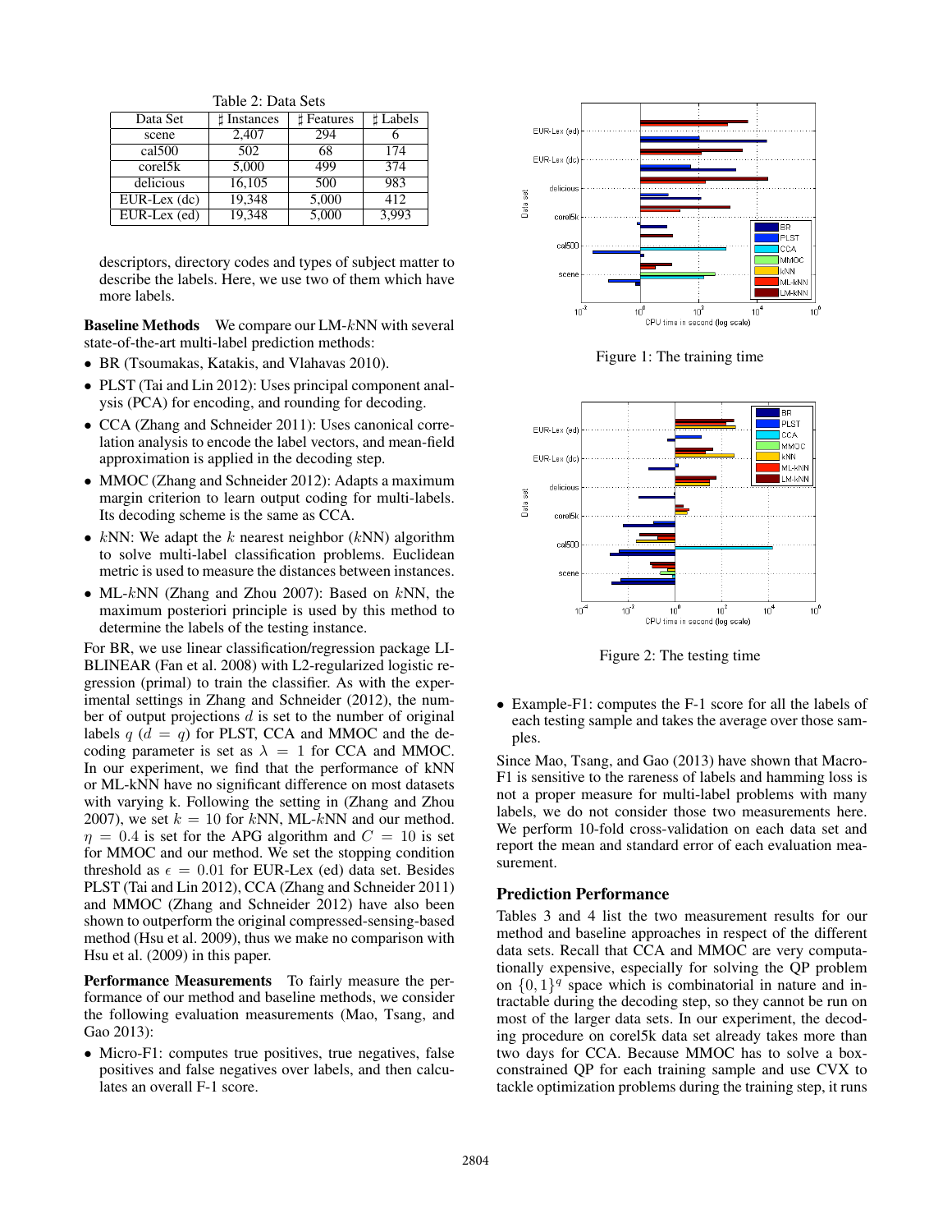Table 2: Data Sets

| Data Set | ♯ Instances | ♯ Features | ♯ Labels |
|---|---|---|---|
| scene | 2,407 | 294 | 6 |
| cal500 | 502 | 68 | 174 |
| corel5k | 5,000 | 499 | 374 |
| delicious | 16,105 | 500 | 983 |
| EUR-Lex (dc) | 19,348 | 5,000 | 412 |
| EUR-Lex (ed) | 19,348 | 5,000 | 3,993 |

descriptors, directory codes and types of subject matter to describe the labels. Here, we use two of them which have more labels.

**Baseline Methods** We compare our LM-$k$NN with several state-of-the-art multi-label prediction methods:

- BR (Tsoumakas, Katakis, and Vlahavas 2010).
- PLST (Tai and Lin 2012): Uses principal component analysis (PCA) for encoding, and rounding for decoding.
- CCA (Zhang and Schneider 2011): Uses canonical correlation analysis to encode the label vectors, and mean-field approximation is applied in the decoding step.
- MMOC (Zhang and Schneider 2012): Adapts a maximum margin criterion to learn output coding for multi-labels. Its decoding scheme is the same as CCA.
- $k$NN: We adapt the $k$ nearest neighbor ($k$NN) algorithm to solve multi-label classification problems. Euclidean metric is used to measure the distances between instances.
- ML-$k$NN (Zhang and Zhou 2007): Based on $k$NN, the maximum posteriori principle is used by this method to determine the labels of the testing instance.

For BR, we use linear classification/regression package LIBLINEAR (Fan et al. 2008) with L2-regularized logistic regression (primal) to train the classifier. As with the experimental settings in Zhang and Schneider (2012), the number of output projections $d$ is set to the number of original labels $q$ ($d = q$) for PLST, CCA and MMOC and the decoding parameter is set as $\lambda = 1$ for CCA and MMOC. In our experiment, we find that the performance of kNN or ML-kNN have no significant difference on most datasets with varying k. Following the setting in (Zhang and Zhou 2007), we set $k = 10$ for $k$NN, ML-$k$NN and our method. $\eta = 0.4$ is set for the APG algorithm and $C = 10$ is set for MMOC and our method. We set the stopping condition threshold as $\epsilon = 0.01$ for EUR-Lex (ed) data set. Besides PLST (Tai and Lin 2012), CCA (Zhang and Schneider 2011) and MMOC (Zhang and Schneider 2012) have also been shown to outperform the original compressed-sensing-based method (Hsu et al. 2009), thus we make no comparison with Hsu et al. (2009) in this paper.

**Performance Measurements** To fairly measure the performance of our method and baseline methods, we consider the following evaluation measurements (Mao, Tsang, and Gao 2013):

- Micro-F1: computes true positives, true negatives, false positives and false negatives over labels, and then calculates an overall F-1 score.

Figure 1: The training time

Figure 2: The testing time

- Example-F1: computes the F-1 score for all the labels of each testing sample and takes the average over those samples.

Since Mao, Tsang, and Gao (2013) have shown that Macro-F1 is sensitive to the rareness of labels and hamming loss is not a proper measure for multi-label problems with many labels, we do not consider those two measurements here. We perform 10-fold cross-validation on each data set and report the mean and standard error of each evaluation measurement.

## Prediction Performance

Tables 3 and 4 list the two measurement results for our method and baseline approaches in respect of the different data sets. Recall that CCA and MMOC are very computationally expensive, especially for solving the QP problem on $\{0, 1\}^q$ space which is combinatorial in nature and intractable during the decoding step, so they cannot be run on most of the larger data sets. In our experiment, the decoding procedure on corel5k data set already takes more than two days for CCA. Because MMOC has to solve a box-constrained QP for each training sample and use CVX to tackle optimization problems during the training step, it runs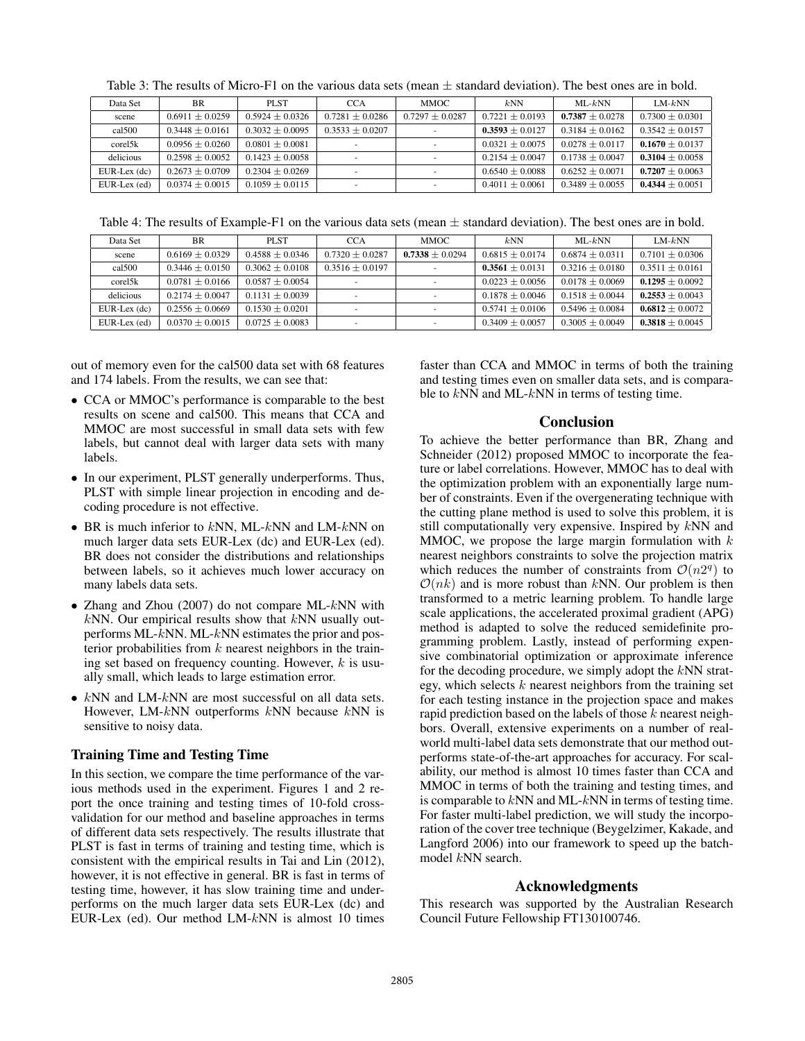Table 3: The results of Micro-F1 on the various data sets (mean ± standard deviation). The best ones are in bold.

| Data Set | BR | PLST | CCA | MMOC | $k$NN | ML-$k$NN | LM-$k$NN |
|---|---|---|---|---|---|---|---|
| scene | 0.6911 ± 0.0259 | 0.5924 ± 0.0326 | 0.7281 ± 0.0286 | 0.7297 ± 0.0287 | 0.7221 ± 0.0193 | **0.7387** ± 0.0278 | 0.7300 ± 0.0301 |
| cal500 | 0.3448 ± 0.0161 | 0.3032 ± 0.0095 | 0.3533 ± 0.0207 | - | **0.3593** ± 0.0127 | 0.3184 ± 0.0162 | 0.3542 ± 0.0157 |
| corel5k | 0.0956 ± 0.0260 | 0.0801 ± 0.0081 | - | - | 0.0321 ± 0.0075 | 0.0278 ± 0.0117 | **0.1670** ± 0.0137 |
| delicious | 0.2598 ± 0.0052 | 0.1423 ± 0.0058 | - | - | 0.2154 ± 0.0047 | 0.1738 ± 0.0047 | **0.3104** ± 0.0058 |
| EUR-Lex (dc) | 0.2673 ± 0.0709 | 0.2304 ± 0.0269 | - | - | 0.6540 ± 0.0088 | 0.6252 ± 0.0071 | **0.7207** ± 0.0063 |
| EUR-Lex (ed) | 0.0374 ± 0.0015 | 0.1059 ± 0.0115 | - | - | 0.4011 ± 0.0061 | 0.3489 ± 0.0055 | **0.4344** ± 0.0051 |

Table 4: The results of Example-F1 on the various data sets (mean ± standard deviation). The best ones are in bold.

| Data Set | BR | PLST | CCA | MMOC | $k$NN | ML-$k$NN | LM-$k$NN |
|---|---|---|---|---|---|---|---|
| scene | 0.6169 ± 0.0329 | 0.4588 ± 0.0346 | 0.7320 ± 0.0287 | **0.7338** ± 0.0294 | 0.6815 ± 0.0174 | 0.6874 ± 0.0311 | 0.7101 ± 0.0306 |
| cal500 | 0.3446 ± 0.0150 | 0.3062 ± 0.0108 | 0.3516 ± 0.0197 | - | **0.3561** ± 0.0131 | 0.3216 ± 0.0180 | 0.3511 ± 0.0161 |
| corel5k | 0.0781 ± 0.0166 | 0.0587 ± 0.0054 | - | - | 0.0223 ± 0.0056 | 0.0178 ± 0.0069 | **0.1295** ± 0.0092 |
| delicious | 0.2174 ± 0.0047 | 0.1131 ± 0.0039 | - | - | 0.1878 ± 0.0046 | 0.1518 ± 0.0044 | **0.2553** ± 0.0043 |
| EUR-Lex (dc) | 0.2556 ± 0.0669 | 0.1530 ± 0.0201 | - | - | 0.5741 ± 0.0106 | 0.5496 ± 0.0084 | **0.6812** ± 0.0072 |
| EUR-Lex (ed) | 0.0370 ± 0.0015 | 0.0725 ± 0.0083 | - | - | 0.3409 ± 0.0057 | 0.3005 ± 0.0049 | **0.3818** ± 0.0045 |

out of memory even for the cal500 data set with 68 features and 174 labels. From the results, we can see that:

- CCA or MMOC's performance is comparable to the best results on scene and cal500. This means that CCA and MMOC are most successful in small data sets with few labels, but cannot deal with larger data sets with many labels.
- In our experiment, PLST generally underperforms. Thus, PLST with simple linear projection in encoding and decoding procedure is not effective.
- BR is much inferior to $k$NN, ML-$k$NN and LM-$k$NN on much larger data sets EUR-Lex (dc) and EUR-Lex (ed). BR does not consider the distributions and relationships between labels, so it achieves much lower accuracy on many labels data sets.
- Zhang and Zhou (2007) do not compare ML-$k$NN with $k$NN. Our empirical results show that $k$NN usually outperforms ML-$k$NN. ML-$k$NN estimates the prior and posterior probabilities from $k$ nearest neighbors in the training set based on frequency counting. However, $k$ is usually small, which leads to large estimation error.
- $k$NN and LM-$k$NN are most successful on all data sets. However, LM-$k$NN outperforms $k$NN because $k$NN is sensitive to noisy data.

### Training Time and Testing Time

In this section, we compare the time performance of the various methods used in the experiment. Figures 1 and 2 report the once training and testing times of 10-fold cross-validation for our method and baseline approaches in terms of different data sets respectively. The results illustrate that PLST is fast in terms of training and testing time, which is consistent with the empirical results in Tai and Lin (2012), however, it is not effective in general. BR is fast in terms of testing time, however, it has slow training time and underperforms on the much larger data sets EUR-Lex (dc) and EUR-Lex (ed). Our method LM-$k$NN is almost 10 times faster than CCA and MMOC in terms of both the training and testing times even on smaller data sets, and is comparable to $k$NN and ML-$k$NN in terms of testing time.

## Conclusion

To achieve the better performance than BR, Zhang and Schneider (2012) proposed MMOC to incorporate the feature or label correlations. However, MMOC has to deal with the optimization problem with an exponentially large number of constraints. Even if the overgenerating technique with the cutting plane method is used to solve this problem, it is still computationally very expensive. Inspired by $k$NN and MMOC, we propose the large margin formulation with $k$ nearest neighbors constraints to solve the projection matrix which reduces the number of constraints from $\mathcal{O}(n2^q)$ to $\mathcal{O}(nk)$ and is more robust than $k$NN. Our problem is then transformed to a metric learning problem. To handle large scale applications, the accelerated proximal gradient (APG) method is adapted to solve the reduced semidefinite programming problem. Lastly, instead of performing expensive combinatorial optimization or approximate inference for the decoding procedure, we simply adopt the $k$NN strategy, which selects $k$ nearest neighbors from the training set for each testing instance in the projection space and makes rapid prediction based on the labels of those $k$ nearest neighbors. Overall, extensive experiments on a number of real-world multi-label data sets demonstrate that our method outperforms state-of-the-art approaches for accuracy. For scalability, our method is almost 10 times faster than CCA and MMOC in terms of both the training and testing times, and is comparable to $k$NN and ML-$k$NN in terms of testing time. For faster multi-label prediction, we will study the incorporation of the cover tree technique (Beygelzimer, Kakade, and Langford 2006) into our framework to speed up the batch-model $k$NN search.

## Acknowledgments

This research was supported by the Australian Research Council Future Fellowship FT130100746.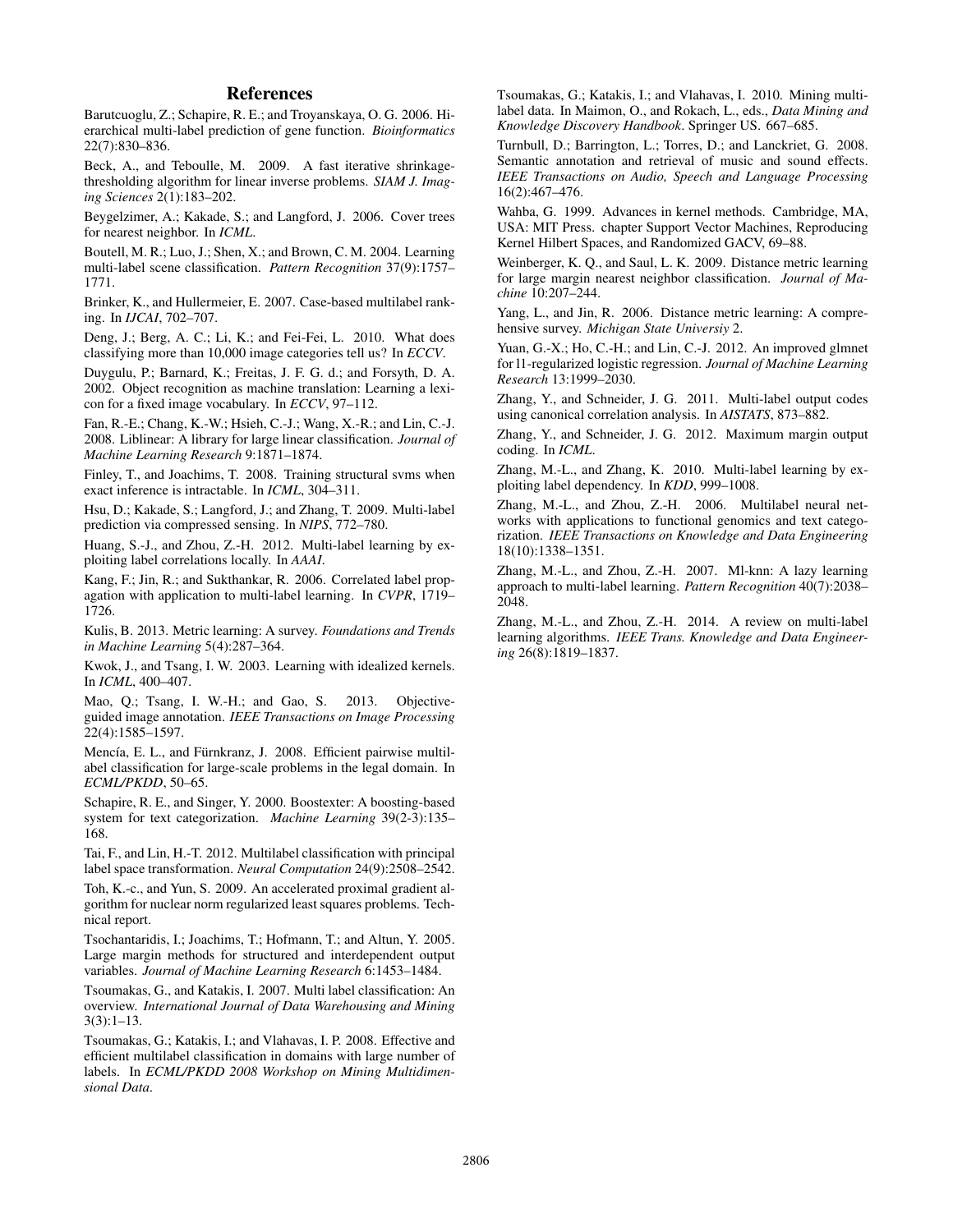## References

Barutcuoglu, Z.; Schapire, R. E.; and Troyanskaya, O. G. 2006. Hierarchical multi-label prediction of gene function. *Bioinformatics* 22(7):830–836.

Beck, A., and Teboulle, M. 2009. A fast iterative shrinkage-thresholding algorithm for linear inverse problems. *SIAM J. Imaging Sciences* 2(1):183–202.

Beygelzimer, A.; Kakade, S.; and Langford, J. 2006. Cover trees for nearest neighbor. In *ICML*.

Boutell, M. R.; Luo, J.; Shen, X.; and Brown, C. M. 2004. Learning multi-label scene classification. *Pattern Recognition* 37(9):1757–1771.

Brinker, K., and Hullermeier, E. 2007. Case-based multilabel ranking. In *IJCAI*, 702–707.

Deng, J.; Berg, A. C.; Li, K.; and Fei-Fei, L. 2010. What does classifying more than 10,000 image categories tell us? In *ECCV*.

Duygulu, P.; Barnard, K.; Freitas, J. F. G. d.; and Forsyth, D. A. 2002. Object recognition as machine translation: Learning a lexicon for a fixed image vocabulary. In *ECCV*, 97–112.

Fan, R.-E.; Chang, K.-W.; Hsieh, C.-J.; Wang, X.-R.; and Lin, C.-J. 2008. Liblinear: A library for large linear classification. *Journal of Machine Learning Research* 9:1871–1874.

Finley, T., and Joachims, T. 2008. Training structural svms when exact inference is intractable. In *ICML*, 304–311.

Hsu, D.; Kakade, S.; Langford, J.; and Zhang, T. 2009. Multi-label prediction via compressed sensing. In *NIPS*, 772–780.

Huang, S.-J., and Zhou, Z.-H. 2012. Multi-label learning by exploiting label correlations locally. In *AAAI*.

Kang, F.; Jin, R.; and Sukthankar, R. 2006. Correlated label propagation with application to multi-label learning. In *CVPR*, 1719–1726.

Kulis, B. 2013. Metric learning: A survey. *Foundations and Trends in Machine Learning* 5(4):287–364.

Kwok, J., and Tsang, I. W. 2003. Learning with idealized kernels. In *ICML*, 400–407.

Mao, Q.; Tsang, I. W.-H.; and Gao, S. 2013. Objective-guided image annotation. *IEEE Transactions on Image Processing* 22(4):1585–1597.

Mencía, E. L., and Fürnkranz, J. 2008. Efficient pairwise multilabel classification for large-scale problems in the legal domain. In *ECML/PKDD*, 50–65.

Schapire, R. E., and Singer, Y. 2000. Boostexter: A boosting-based system for text categorization. *Machine Learning* 39(2-3):135–168.

Tai, F., and Lin, H.-T. 2012. Multilabel classification with principal label space transformation. *Neural Computation* 24(9):2508–2542.

Toh, K.-c., and Yun, S. 2009. An accelerated proximal gradient algorithm for nuclear norm regularized least squares problems. Technical report.

Tsochantaridis, I.; Joachims, T.; Hofmann, T.; and Altun, Y. 2005. Large margin methods for structured and interdependent output variables. *Journal of Machine Learning Research* 6:1453–1484.

Tsoumakas, G., and Katakis, I. 2007. Multi label classification: An overview. *International Journal of Data Warehousing and Mining* 3(3):1–13.

Tsoumakas, G.; Katakis, I.; and Vlahavas, I. P. 2008. Effective and efficient multilabel classification in domains with large number of labels. In *ECML/PKDD 2008 Workshop on Mining Multidimensional Data*.

Tsoumakas, G.; Katakis, I.; and Vlahavas, I. 2010. Mining multi-label data. In Maimon, O., and Rokach, L., eds., *Data Mining and Knowledge Discovery Handbook*. Springer US. 667–685.

Turnbull, D.; Barrington, L.; Torres, D.; and Lanckriet, G. 2008. Semantic annotation and retrieval of music and sound effects. *IEEE Transactions on Audio, Speech and Language Processing* 16(2):467–476.

Wahba, G. 1999. Advances in kernel methods. Cambridge, MA, USA: MIT Press. chapter Support Vector Machines, Reproducing Kernel Hilbert Spaces, and Randomized GACV, 69–88.

Weinberger, K. Q., and Saul, L. K. 2009. Distance metric learning for large margin nearest neighbor classification. *Journal of Machine* 10:207–244.

Yang, L., and Jin, R. 2006. Distance metric learning: A comprehensive survey. *Michigan State Universiy* 2.

Yuan, G.-X.; Ho, C.-H.; and Lin, C.-J. 2012. An improved glmnet for l1-regularized logistic regression. *Journal of Machine Learning Research* 13:1999–2030.

Zhang, Y., and Schneider, J. G. 2011. Multi-label output codes using canonical correlation analysis. In *AISTATS*, 873–882.

Zhang, Y., and Schneider, J. G. 2012. Maximum margin output coding. In *ICML*.

Zhang, M.-L., and Zhang, K. 2010. Multi-label learning by exploiting label dependency. In *KDD*, 999–1008.

Zhang, M.-L., and Zhou, Z.-H. 2006. Multilabel neural networks with applications to functional genomics and text categorization. *IEEE Transactions on Knowledge and Data Engineering* 18(10):1338–1351.

Zhang, M.-L., and Zhou, Z.-H. 2007. Ml-knn: A lazy learning approach to multi-label learning. *Pattern Recognition* 40(7):2038–2048.

Zhang, M.-L., and Zhou, Z.-H. 2014. A review on multi-label learning algorithms. *IEEE Trans. Knowledge and Data Engineering* 26(8):1819–1837.